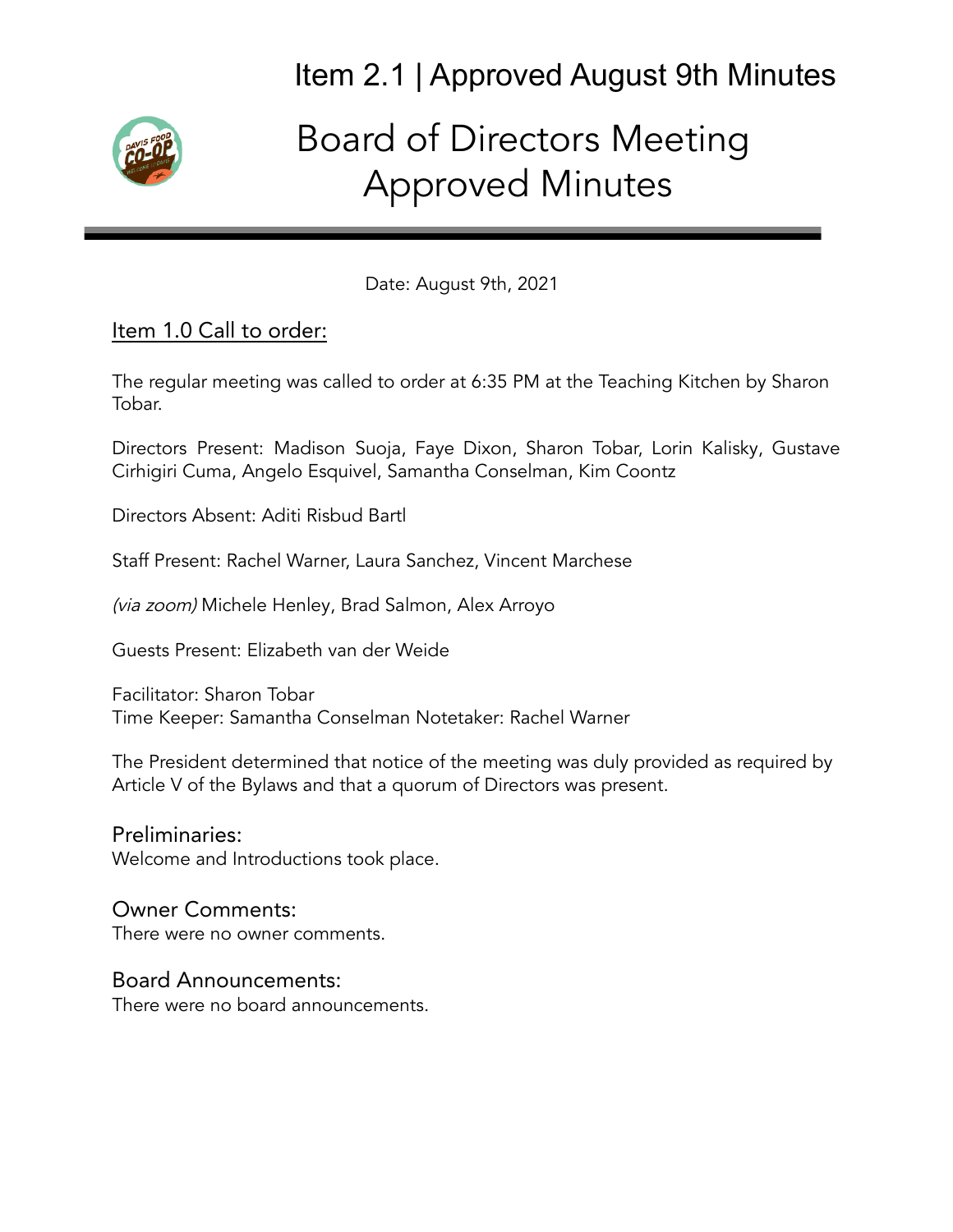# Item 2.1 | Approved August 9th Minutes

# Board of Directors Meeting Approved Minutes

Date: August 9th, 2021

## Item 1.0 Call to order:

The regular meeting was called to order at 6:35 PM at the Teaching Kitchen by Sharon Tobar.

Directors Present: Madison Suoja, Faye Dixon, Sharon Tobar, Lorin Kalisky, Gustave Cirhigiri Cuma, Angelo Esquivel, Samantha Conselman, Kim Coontz

Directors Absent: Aditi Risbud Bartl

Staff Present: Rachel Warner, Laura Sanchez, Vincent Marchese

*(via zoom)* Michele Henley, Brad Salmon, Alex Arroyo

Guests Present: Elizabeth van der Weide

Facilitator: Sharon Tobar
Time Keeper: Samantha Conselman Notetaker: Rachel Warner

The President determined that notice of the meeting was duly provided as required by Article V of the Bylaws and that a quorum of Directors was present.

### Preliminaries:

Welcome and Introductions took place.

### Owner Comments:

There were no owner comments.

### Board Announcements:

There were no board announcements.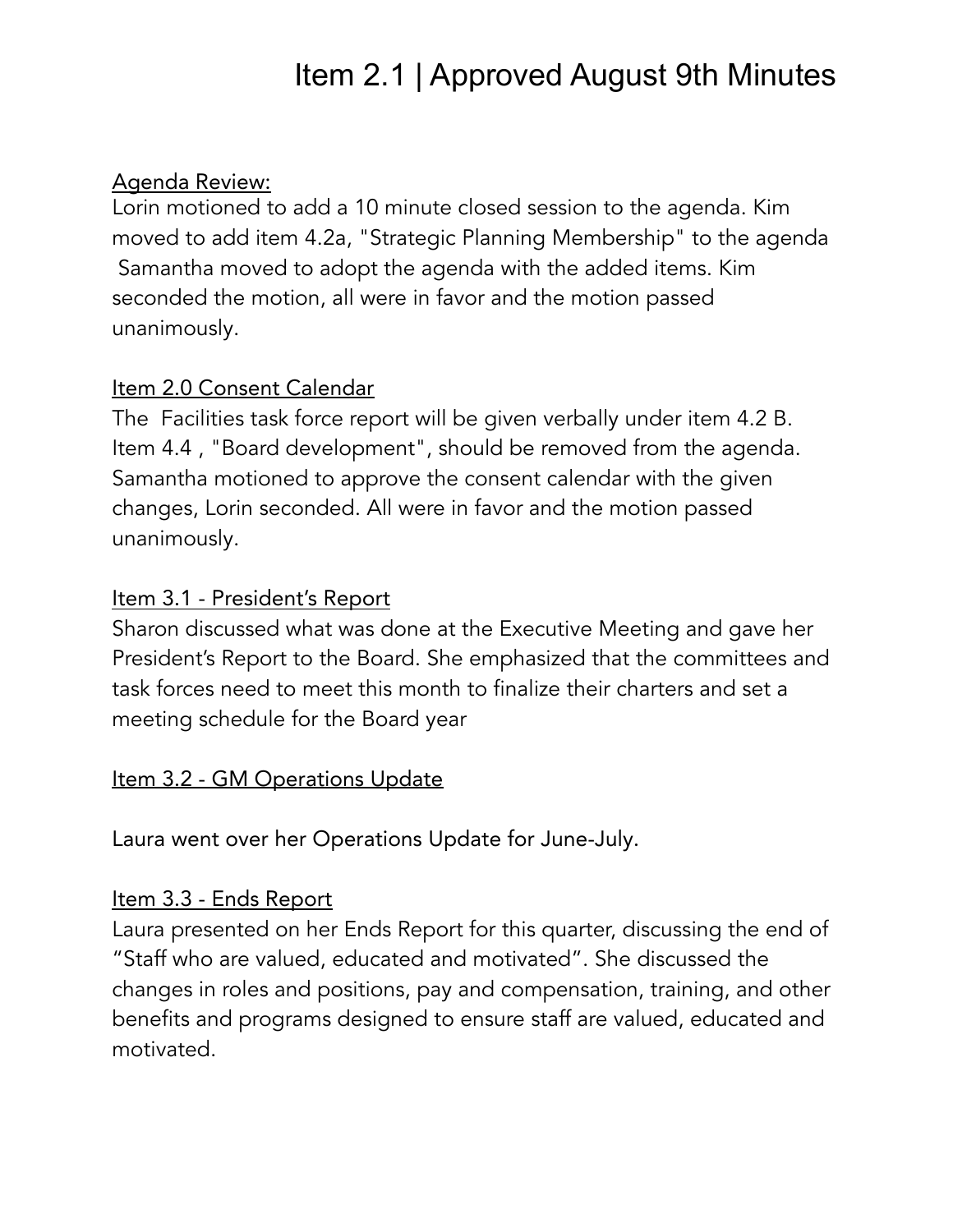# Item 2.1 | Approved August 9th Minutes

Agenda Review:

Lorin motioned to add a 10 minute closed session to the agenda. Kim moved to add item 4.2a, "Strategic Planning Membership" to the agenda Samantha moved to adopt the agenda with the added items. Kim seconded the motion, all were in favor and the motion passed unanimously.

Item 2.0 Consent Calendar

The Facilities task force report will be given verbally under item 4.2 B. Item 4.4 , "Board development", should be removed from the agenda. Samantha motioned to approve the consent calendar with the given changes, Lorin seconded. All were in favor and the motion passed unanimously.

Item 3.1 - President's Report

Sharon discussed what was done at the Executive Meeting and gave her President's Report to the Board. She emphasized that the committees and task forces need to meet this month to finalize their charters and set a meeting schedule for the Board year

Item 3.2 - GM Operations Update

Laura went over her Operations Update for June-July.

Item 3.3 - Ends Report

Laura presented on her Ends Report for this quarter, discussing the end of "Staff who are valued, educated and motivated". She discussed the changes in roles and positions, pay and compensation, training, and other benefits and programs designed to ensure staff are valued, educated and motivated.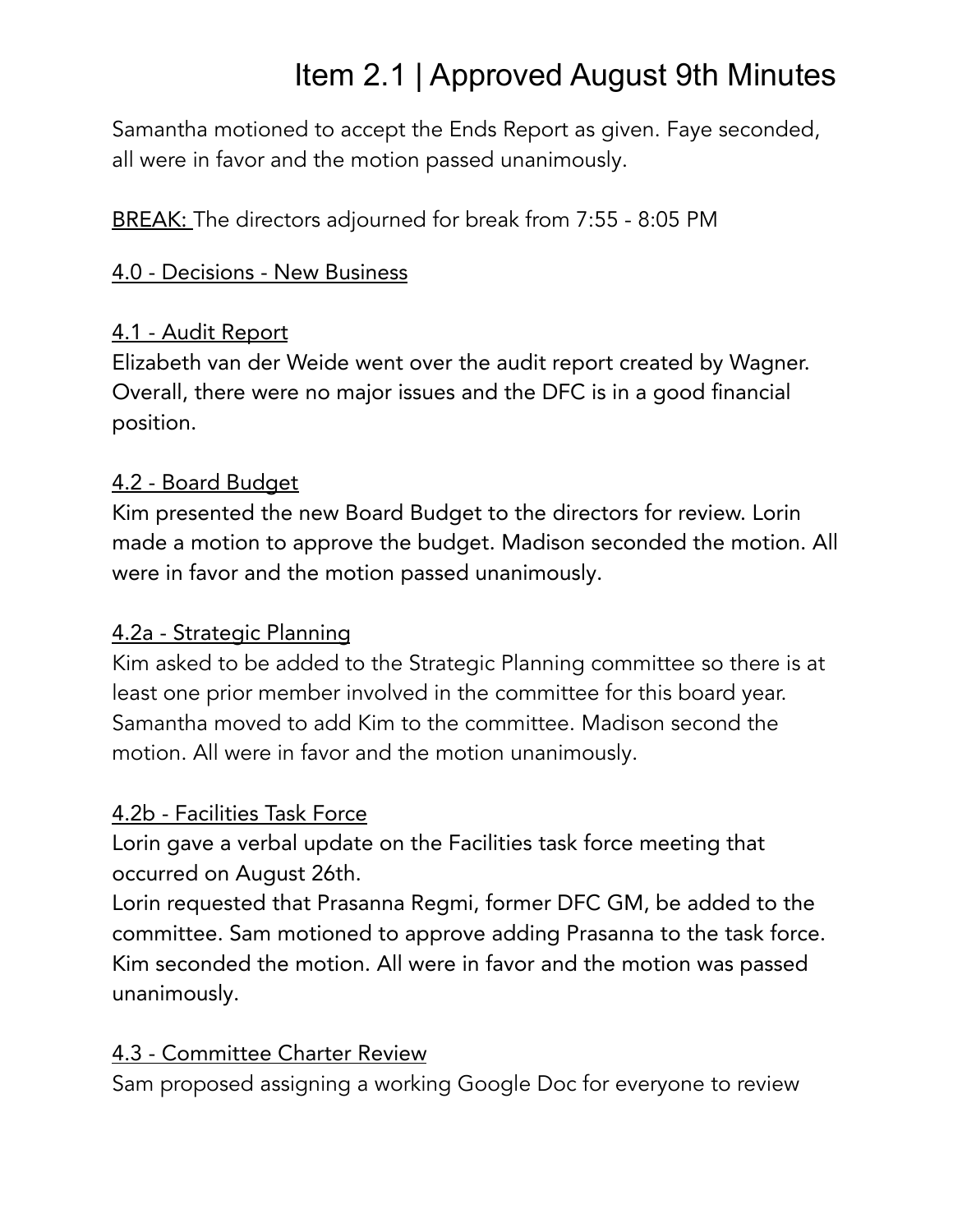Samantha motioned to accept the Ends Report as given. Faye seconded, all were in favor and the motion passed unanimously.

BREAK: The directors adjourned for break from 7:55 - 8:05 PM

## 4.0 - Decisions - New Business

### 4.1 - Audit Report

Elizabeth van der Weide went over the audit report created by Wagner. Overall, there were no major issues and the DFC is in a good financial position.

### 4.2 - Board Budget

Kim presented the new Board Budget to the directors for review. Lorin made a motion to approve the budget. Madison seconded the motion. All were in favor and the motion passed unanimously.

### 4.2a - Strategic Planning

Kim asked to be added to the Strategic Planning committee so there is at least one prior member involved in the committee for this board year. Samantha moved to add Kim to the committee. Madison second the motion. All were in favor and the motion unanimously.

### 4.2b - Facilities Task Force

Lorin gave a verbal update on the Facilities task force meeting that occurred on August 26th.

Lorin requested that Prasanna Regmi, former DFC GM, be added to the committee. Sam motioned to approve adding Prasanna to the task force. Kim seconded the motion. All were in favor and the motion was passed unanimously.

### 4.3 - Committee Charter Review

Sam proposed assigning a working Google Doc for everyone to review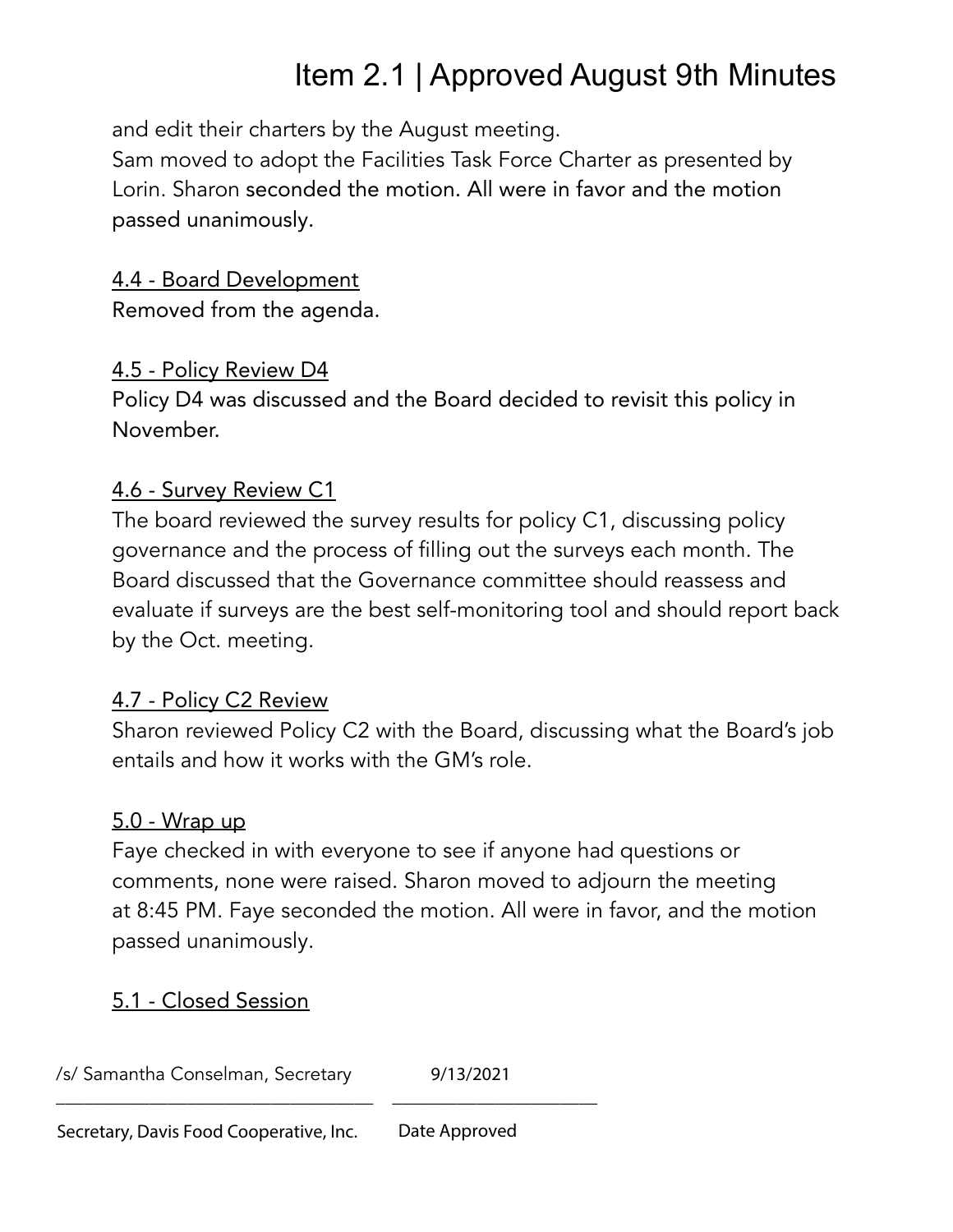and edit their charters by the August meeting.
Sam moved to adopt the Facilities Task Force Charter as presented by Lorin. Sharon seconded the motion. All were in favor and the motion passed unanimously.

4.4 - Board Development
Removed from the agenda.

4.5 - Policy Review D4
Policy D4 was discussed and the Board decided to revisit this policy in November.

4.6 - Survey Review C1
The board reviewed the survey results for policy C1, discussing policy governance and the process of filling out the surveys each month. The Board discussed that the Governance committee should reassess and evaluate if surveys are the best self-monitoring tool and should report back by the Oct. meeting.

4.7 - Policy C2 Review
Sharon reviewed Policy C2 with the Board, discussing what the Board's job entails and how it works with the GM's role.

5.0 - Wrap up
Faye checked in with everyone to see if anyone had questions or comments, none were raised. Sharon moved to adjourn the meeting at 8:45 PM. Faye seconded the motion. All were in favor, and the motion passed unanimously.

5.1 - Closed Session

/s/ Samantha Conselman, Secretary 9/13/2021

Secretary, Davis Food Cooperative, Inc. Date Approved